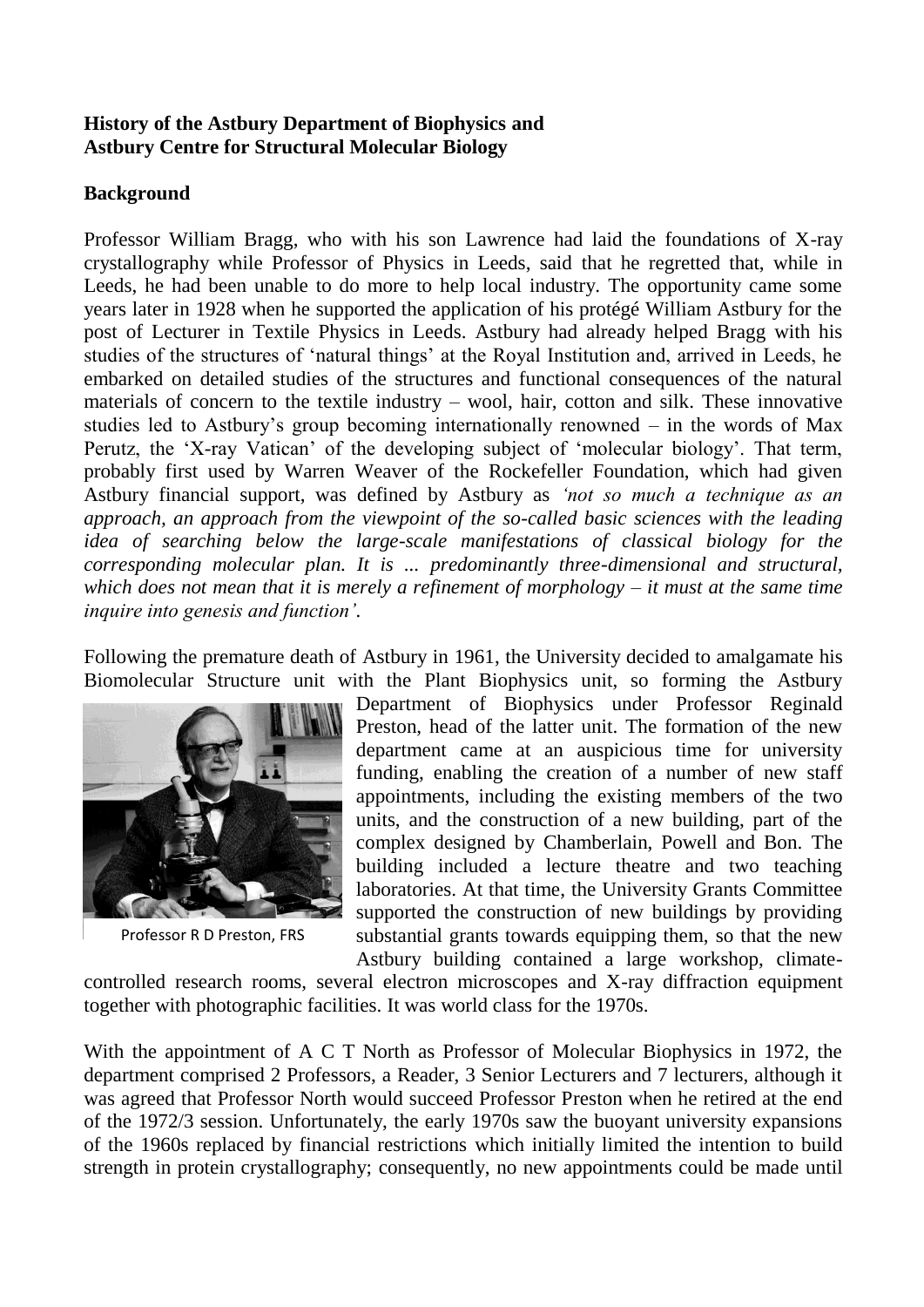**History of the Astbury Department of Biophysics and Astbury Centre for Structural Molecular Biology**

**Background**

Professor William Bragg, who with his son Lawrence had laid the foundations of X-ray crystallography while Professor of Physics in Leeds, said that he regretted that, while in Leeds, he had been unable to do more to help local industry. The opportunity came some years later in 1928 when he supported the application of his protégé William Astbury for the post of Lecturer in Textile Physics in Leeds. Astbury had already helped Bragg with his studies of the structures of 'natural things' at the Royal Institution and, arrived in Leeds, he embarked on detailed studies of the structures and functional consequences of the natural materials of concern to the textile industry – wool, hair, cotton and silk. These innovative studies led to Astbury's group becoming internationally renowned – in the words of Max Perutz, the 'X-ray Vatican' of the developing subject of 'molecular biology'. That term, probably first used by Warren Weaver of the Rockefeller Foundation, which had given Astbury financial support, was defined by Astbury as *'not so much a technique as an approach, an approach from the viewpoint of the so-called basic sciences with the leading idea of searching below the large-scale manifestations of classical biology for the corresponding molecular plan. It is ... predominantly three-dimensional and structural, which does not mean that it is merely a refinement of morphology – it must at the same time inquire into genesis and function'.*

Following the premature death of Astbury in 1961, the University decided to amalgamate his Biomolecular Structure unit with the Plant Biophysics unit, so forming the Astbury Department of Biophysics under Professor Reginald Preston, head of the latter unit. The formation of the new department came at an auspicious time for university funding, enabling the creation of a number of new staff appointments, including the existing members of the two units, and the construction of a new building, part of the complex designed by Chamberlain, Powell and Bon. The building included a lecture theatre and two teaching laboratories. At that time, the University Grants Committee supported the construction of new buildings by providing substantial grants towards equipping them, so that the new Astbury building contained a large workshop, climate-controlled research rooms, several electron microscopes and X-ray diffraction equipment together with photographic facilities. It was world class for the 1970s.

Professor R D Preston, FRS

With the appointment of A C T North as Professor of Molecular Biophysics in 1972, the department comprised 2 Professors, a Reader, 3 Senior Lecturers and 7 lecturers, although it was agreed that Professor North would succeed Professor Preston when he retired at the end of the 1972/3 session. Unfortunately, the early 1970s saw the buoyant university expansions of the 1960s replaced by financial restrictions which initially limited the intention to build strength in protein crystallography; consequently, no new appointments could be made until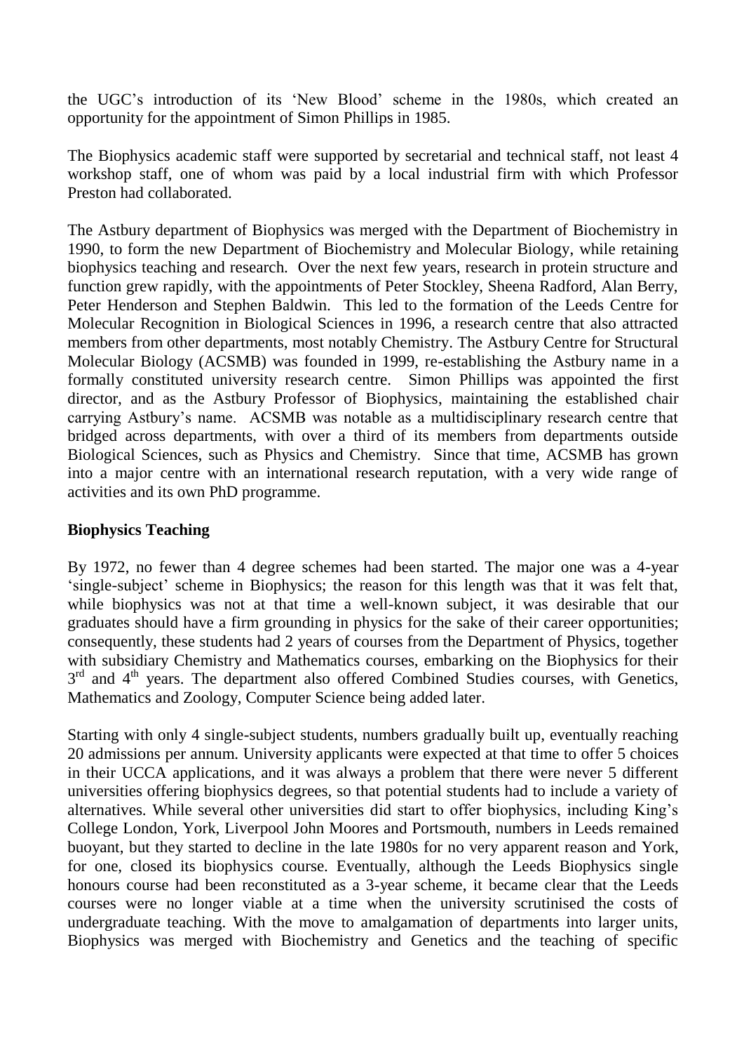the UGC's introduction of its 'New Blood' scheme in the 1980s, which created an opportunity for the appointment of Simon Phillips in 1985.

The Biophysics academic staff were supported by secretarial and technical staff, not least 4 workshop staff, one of whom was paid by a local industrial firm with which Professor Preston had collaborated.

The Astbury department of Biophysics was merged with the Department of Biochemistry in 1990, to form the new Department of Biochemistry and Molecular Biology, while retaining biophysics teaching and research. Over the next few years, research in protein structure and function grew rapidly, with the appointments of Peter Stockley, Sheena Radford, Alan Berry, Peter Henderson and Stephen Baldwin. This led to the formation of the Leeds Centre for Molecular Recognition in Biological Sciences in 1996, a research centre that also attracted members from other departments, most notably Chemistry. The Astbury Centre for Structural Molecular Biology (ACSMB) was founded in 1999, re-establishing the Astbury name in a formally constituted university research centre. Simon Phillips was appointed the first director, and as the Astbury Professor of Biophysics, maintaining the established chair carrying Astbury's name. ACSMB was notable as a multidisciplinary research centre that bridged across departments, with over a third of its members from departments outside Biological Sciences, such as Physics and Chemistry. Since that time, ACSMB has grown into a major centre with an international research reputation, with a very wide range of activities and its own PhD programme.

**Biophysics Teaching**

By 1972, no fewer than 4 degree schemes had been started. The major one was a 4-year 'single-subject' scheme in Biophysics; the reason for this length was that it was felt that, while biophysics was not at that time a well-known subject, it was desirable that our graduates should have a firm grounding in physics for the sake of their career opportunities; consequently, these students had 2 years of courses from the Department of Physics, together with subsidiary Chemistry and Mathematics courses, embarking on the Biophysics for their 3rd and 4th years. The department also offered Combined Studies courses, with Genetics, Mathematics and Zoology, Computer Science being added later.

Starting with only 4 single-subject students, numbers gradually built up, eventually reaching 20 admissions per annum. University applicants were expected at that time to offer 5 choices in their UCCA applications, and it was always a problem that there were never 5 different universities offering biophysics degrees, so that potential students had to include a variety of alternatives. While several other universities did start to offer biophysics, including King's College London, York, Liverpool John Moores and Portsmouth, numbers in Leeds remained buoyant, but they started to decline in the late 1980s for no very apparent reason and York, for one, closed its biophysics course. Eventually, although the Leeds Biophysics single honours course had been reconstituted as a 3-year scheme, it became clear that the Leeds courses were no longer viable at a time when the university scrutinised the costs of undergraduate teaching. With the move to amalgamation of departments into larger units, Biophysics was merged with Biochemistry and Genetics and the teaching of specific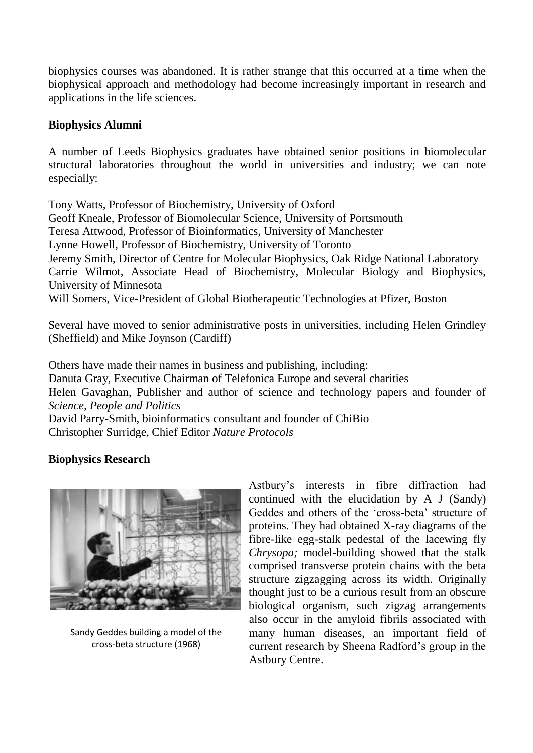biophysics courses was abandoned. It is rather strange that this occurred at a time when the biophysical approach and methodology had become increasingly important in research and applications in the life sciences.

**Biophysics Alumni**

A number of Leeds Biophysics graduates have obtained senior positions in biomolecular structural laboratories throughout the world in universities and industry; we can note especially:

Tony Watts, Professor of Biochemistry, University of Oxford
Geoff Kneale, Professor of Biomolecular Science, University of Portsmouth
Teresa Attwood, Professor of Bioinformatics, University of Manchester
Lynne Howell, Professor of Biochemistry, University of Toronto
Jeremy Smith, Director of Centre for Molecular Biophysics, Oak Ridge National Laboratory
Carrie Wilmot, Associate Head of Biochemistry, Molecular Biology and Biophysics, University of Minnesota
Will Somers, Vice-President of Global Biotherapeutic Technologies at Pfizer, Boston

Several have moved to senior administrative posts in universities, including Helen Grindley (Sheffield) and Mike Joynson (Cardiff)

Others have made their names in business and publishing, including:
Danuta Gray, Executive Chairman of Telefonica Europe and several charities
Helen Gavaghan, Publisher and author of science and technology papers and founder of *Science, People and Politics*
David Parry-Smith, bioinformatics consultant and founder of ChiBio
Christopher Surridge, Chief Editor *Nature Protocols*

**Biophysics Research**

Sandy Geddes building a model of the cross-beta structure (1968)

Astbury's interests in fibre diffraction had continued with the elucidation by A J (Sandy) Geddes and others of the 'cross-beta' structure of proteins. They had obtained X-ray diagrams of the fibre-like egg-stalk pedestal of the lacewing fly *Chrysopa;* model-building showed that the stalk comprised transverse protein chains with the beta structure zigzagging across its width. Originally thought just to be a curious result from an obscure biological organism, such zigzag arrangements also occur in the amyloid fibrils associated with many human diseases, an important field of current research by Sheena Radford's group in the Astbury Centre.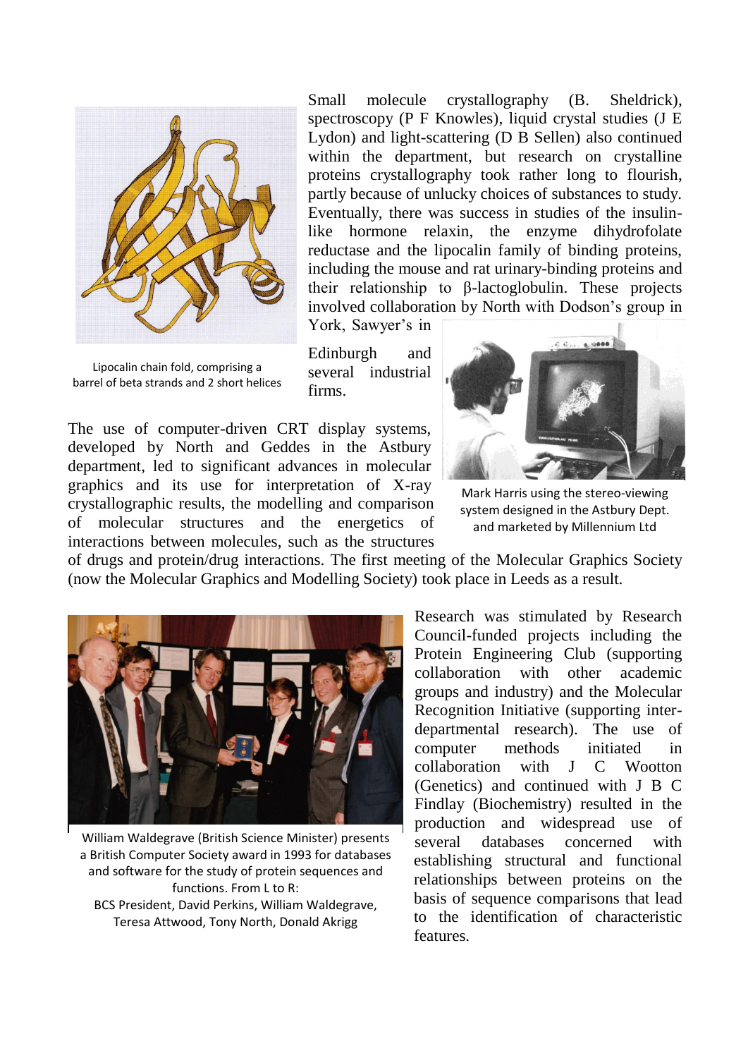Small molecule crystallography (B. Sheldrick), spectroscopy (P F Knowles), liquid crystal studies (J E Lydon) and light-scattering (D B Sellen) also continued within the department, but research on crystalline proteins crystallography took rather long to flourish, partly because of unlucky choices of substances to study. Eventually, there was success in studies of the insulin-like hormone relaxin, the enzyme dihydrofolate reductase and the lipocalin family of binding proteins, including the mouse and rat urinary-binding proteins and their relationship to β-lactoglobulin. These projects involved collaboration by North with Dodson's group in York, Sawyer's in Edinburgh and several industrial firms.

Lipocalin chain fold, comprising a barrel of beta strands and 2 short helices

The use of computer-driven CRT display systems, developed by North and Geddes in the Astbury department, led to significant advances in molecular graphics and its use for interpretation of X-ray crystallographic results, the modelling and comparison of molecular structures and the energetics of interactions between molecules, such as the structures of drugs and protein/drug interactions. The first meeting of the Molecular Graphics Society (now the Molecular Graphics and Modelling Society) took place in Leeds as a result.

Mark Harris using the stereo-viewing system designed in the Astbury Dept. and marketed by Millennium Ltd

William Waldegrave (British Science Minister) presents a British Computer Society award in 1993 for databases and software for the study of protein sequences and functions. From L to R:
BCS President, David Perkins, William Waldegrave, Teresa Attwood, Tony North, Donald Akrigg

Research was stimulated by Research Council-funded projects including the Protein Engineering Club (supporting collaboration with other academic groups and industry) and the Molecular Recognition Initiative (supporting inter-departmental research). The use of computer methods initiated in collaboration with J C Wootton (Genetics) and continued with J B C Findlay (Biochemistry) resulted in the production and widespread use of several databases concerned with establishing structural and functional relationships between proteins on the basis of sequence comparisons that lead to the identification of characteristic features.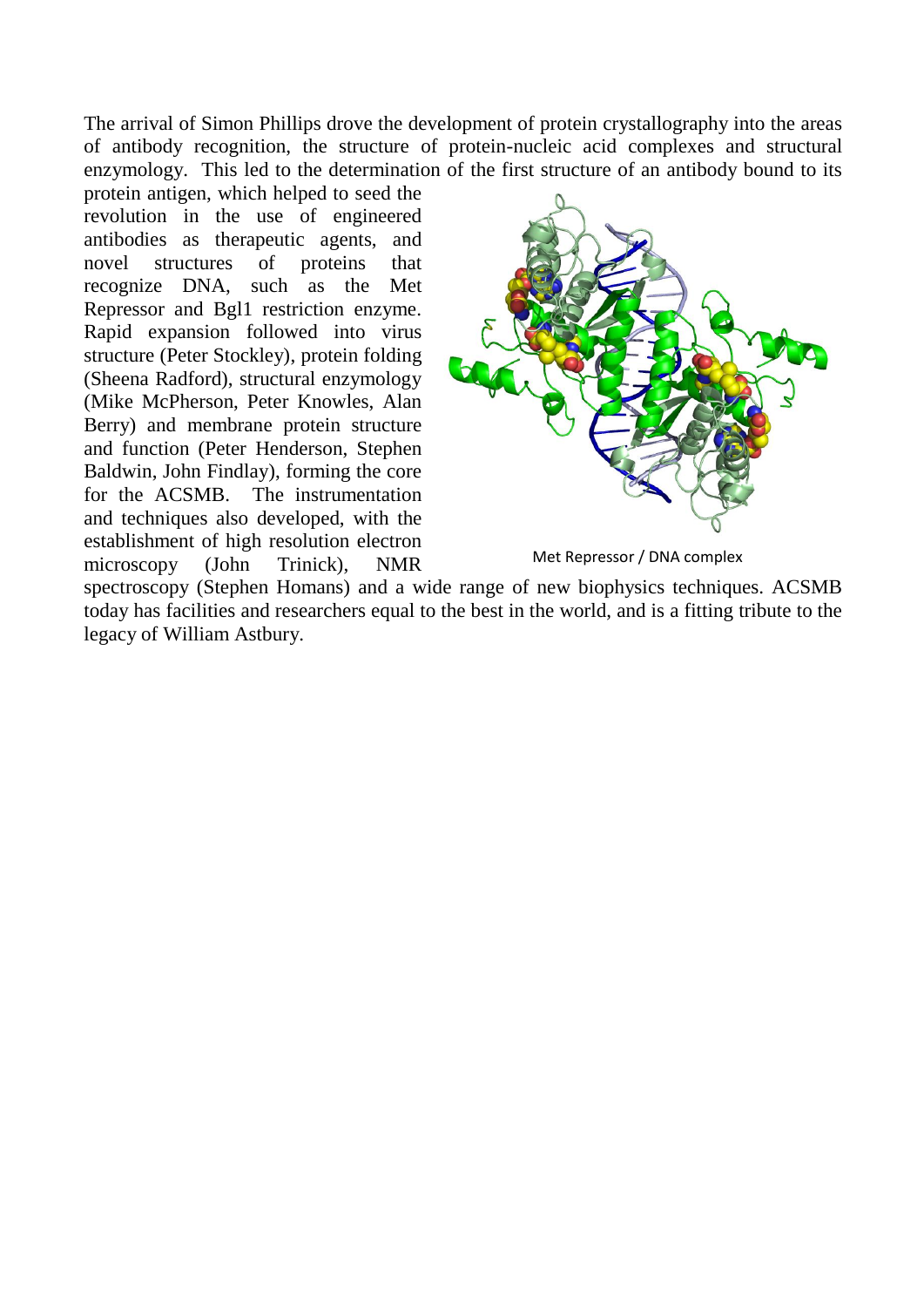The arrival of Simon Phillips drove the development of protein crystallography into the areas of antibody recognition, the structure of protein-nucleic acid complexes and structural enzymology. This led to the determination of the first structure of an antibody bound to its protein antigen, which helped to seed the revolution in the use of engineered antibodies as therapeutic agents, and novel structures of proteins that recognize DNA, such as the Met Repressor and Bgl1 restriction enzyme. Rapid expansion followed into virus structure (Peter Stockley), protein folding (Sheena Radford), structural enzymology (Mike McPherson, Peter Knowles, Alan Berry) and membrane protein structure and function (Peter Henderson, Stephen Baldwin, John Findlay), forming the core for the ACSMB. The instrumentation and techniques also developed, with the establishment of high resolution electron microscopy (John Trinick), NMR spectroscopy (Stephen Homans) and a wide range of new biophysics techniques. ACSMB today has facilities and researchers equal to the best in the world, and is a fitting tribute to the legacy of William Astbury.

Met Repressor / DNA complex